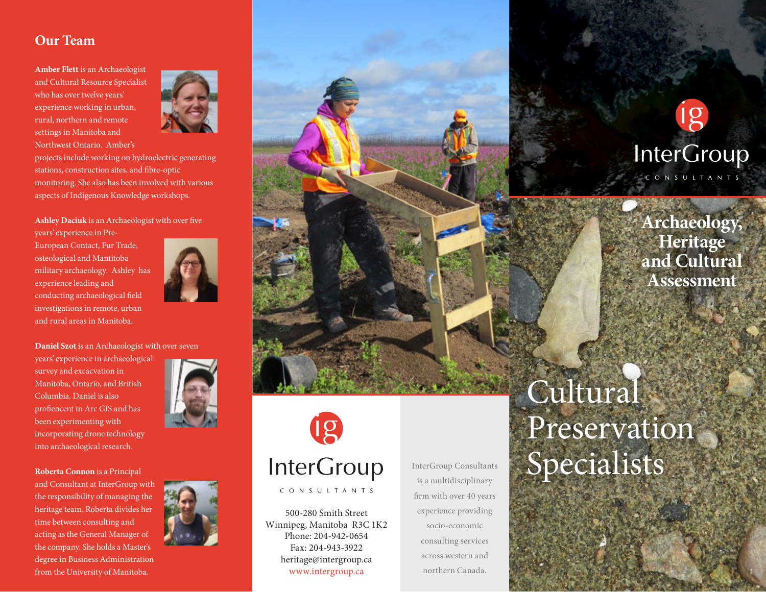## Our Team

**Amber Flett** is an Archaeologist and Cultural Resource Specialist who has over twelve years' experience working in urban, rural, northern and remote settings in Manitoba and Northwest Ontario. Amber's projects include working on hydroelectric generating stations, construction sites, and fibre-optic monitoring. She also has been involved with various aspects of Indigenous Knowledge workshops.

**Ashley Daciuk** is an Archaeologist with over five years' experience in Pre-European Contact, Fur Trade, osteological and Mantitoba military archaeology. Ashley has experience leading and conducting archaeological field investigations in remote, urban and rural areas in Manitoba.

**Daniel Szot** is an Archaeologist with over seven years' experience in archaeological survey and excacvation in Manitoba, Ontario, and British Columbia. Daniel is also profiencent in Arc GIS and has been experimenting with incorporating drone technology into archaeological research.

**Roberta Connon** is a Principal and Consultant at InterGroup with the responsibility of managing the heritage team. Roberta divides her time between consulting and acting as the General Manager of the company. She holds a Master's degree in Business Administration from the University of Manitoba.

InterGroup
CONSULTANTS

500-280 Smith Street
Winnipeg, Manitoba R3C 1K2
Phone: 204-942-0654
Fax: 204-943-3922
heritage@intergroup.ca
www.intergroup.ca

InterGroup Consultants is a multidisciplinary firm with over 40 years experience providing socio-economic consulting services across western and northern Canada.

InterGroup
CONSULTANTS

# Archaeology, Heritage and Cultural Assessment

# Cultural Preservation Specialists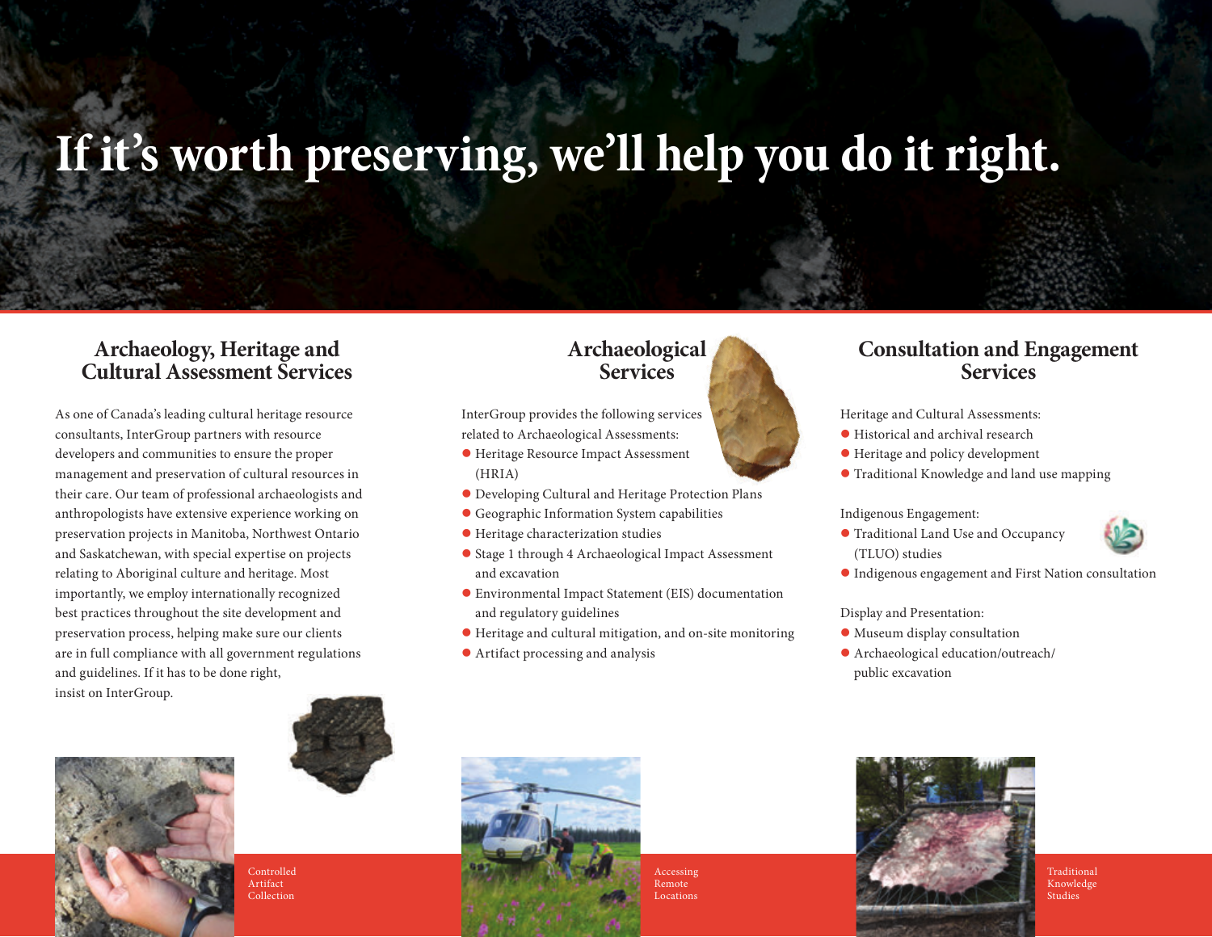# If it's worth preserving, we'll help you do it right.

## Archaeology, Heritage and Cultural Assessment Services

As one of Canada's leading cultural heritage resource consultants, InterGroup partners with resource developers and communities to ensure the proper management and preservation of cultural resources in their care. Our team of professional archaeologists and anthropologists have extensive experience working on preservation projects in Manitoba, Northwest Ontario and Saskatchewan, with special expertise on projects relating to Aboriginal culture and heritage. Most importantly, we employ internationally recognized best practices throughout the site development and preservation process, helping make sure our clients are in full compliance with all government regulations and guidelines. If it has to be done right, insist on InterGroup.

Controlled Artifact Collection

## Archaeological Services

InterGroup provides the following services related to Archaeological Assessments:

- Heritage Resource Impact Assessment (HRIA)
- Developing Cultural and Heritage Protection Plans
- Geographic Information System capabilities
- Heritage characterization studies
- Stage 1 through 4 Archaeological Impact Assessment and excavation
- Environmental Impact Statement (EIS) documentation and regulatory guidelines
- Heritage and cultural mitigation, and on-site monitoring
- Artifact processing and analysis

Accessing Remote Locations

## Consultation and Engagement Services

Heritage and Cultural Assessments:

- Historical and archival research
- Heritage and policy development
- Traditional Knowledge and land use mapping

Indigenous Engagement:

- Traditional Land Use and Occupancy (TLUO) studies
- Indigenous engagement and First Nation consultation

Display and Presentation:

- Museum display consultation
- Archaeological education/outreach/ public excavation

Traditional Knowledge Studies